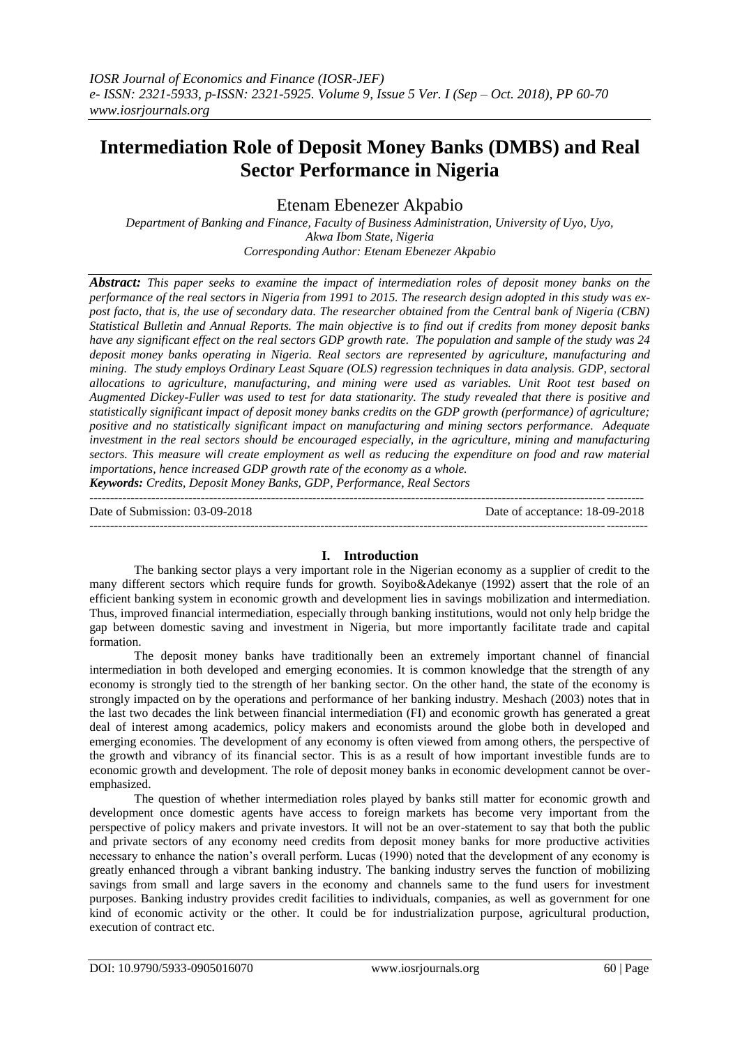# Intermediation Role of Deposit Money Banks (DMBS) and Real Sector Performance in Nigeria

Etenam Ebenezer Akpabio

*Department of Banking and Finance, Faculty of Business Administration, University of Uyo, Uyo, Akwa Ibom State, Nigeria*
*Corresponding Author: Etenam Ebenezer Akpabio*

***Abstract:*** *This paper seeks to examine the impact of intermediation roles of deposit money banks on the performance of the real sectors in Nigeria from 1991 to 2015. The research design adopted in this study was ex-post facto, that is, the use of secondary data. The researcher obtained from the Central bank of Nigeria (CBN) Statistical Bulletin and Annual Reports. The main objective is to find out if credits from money deposit banks have any significant effect on the real sectors GDP growth rate. The population and sample of the study was 24 deposit money banks operating in Nigeria. Real sectors are represented by agriculture, manufacturing and mining. The study employs Ordinary Least Square (OLS) regression techniques in data analysis. GDP, sectoral allocations to agriculture, manufacturing, and mining were used as variables. Unit Root test based on Augmented Dickey-Fuller was used to test for data stationarity. The study revealed that there is positive and statistically significant impact of deposit money banks credits on the GDP growth (performance) of agriculture; positive and no statistically significant impact on manufacturing and mining sectors performance. Adequate investment in the real sectors should be encouraged especially, in the agriculture, mining and manufacturing sectors. This measure will create employment as well as reducing the expenditure on food and raw material importations, hence increased GDP growth rate of the economy as a whole.*

***Keywords:*** *Credits, Deposit Money Banks, GDP, Performance, Real Sectors*

---

Date of Submission: 03-09-2018 | Date of acceptance: 18-09-2018

---

## I. Introduction

The banking sector plays a very important role in the Nigerian economy as a supplier of credit to the many different sectors which require funds for growth. Soyibo&Adekanye (1992) assert that the role of an efficient banking system in economic growth and development lies in savings mobilization and intermediation. Thus, improved financial intermediation, especially through banking institutions, would not only help bridge the gap between domestic saving and investment in Nigeria, but more importantly facilitate trade and capital formation.

The deposit money banks have traditionally been an extremely important channel of financial intermediation in both developed and emerging economies. It is common knowledge that the strength of any economy is strongly tied to the strength of her banking sector. On the other hand, the state of the economy is strongly impacted on by the operations and performance of her banking industry. Meshach (2003) notes that in the last two decades the link between financial intermediation (FI) and economic growth has generated a great deal of interest among academics, policy makers and economists around the globe both in developed and emerging economies. The development of any economy is often viewed from among others, the perspective of the growth and vibrancy of its financial sector. This is as a result of how important investible funds are to economic growth and development. The role of deposit money banks in economic development cannot be over-emphasized.

The question of whether intermediation roles played by banks still matter for economic growth and development once domestic agents have access to foreign markets has become very important from the perspective of policy makers and private investors. It will not be an over-statement to say that both the public and private sectors of any economy need credits from deposit money banks for more productive activities necessary to enhance the nation's overall perform. Lucas (1990) noted that the development of any economy is greatly enhanced through a vibrant banking industry. The banking industry serves the function of mobilizing savings from small and large savers in the economy and channels same to the fund users for investment purposes. Banking industry provides credit facilities to individuals, companies, as well as government for one kind of economic activity or the other. It could be for industrialization purpose, agricultural production, execution of contract etc.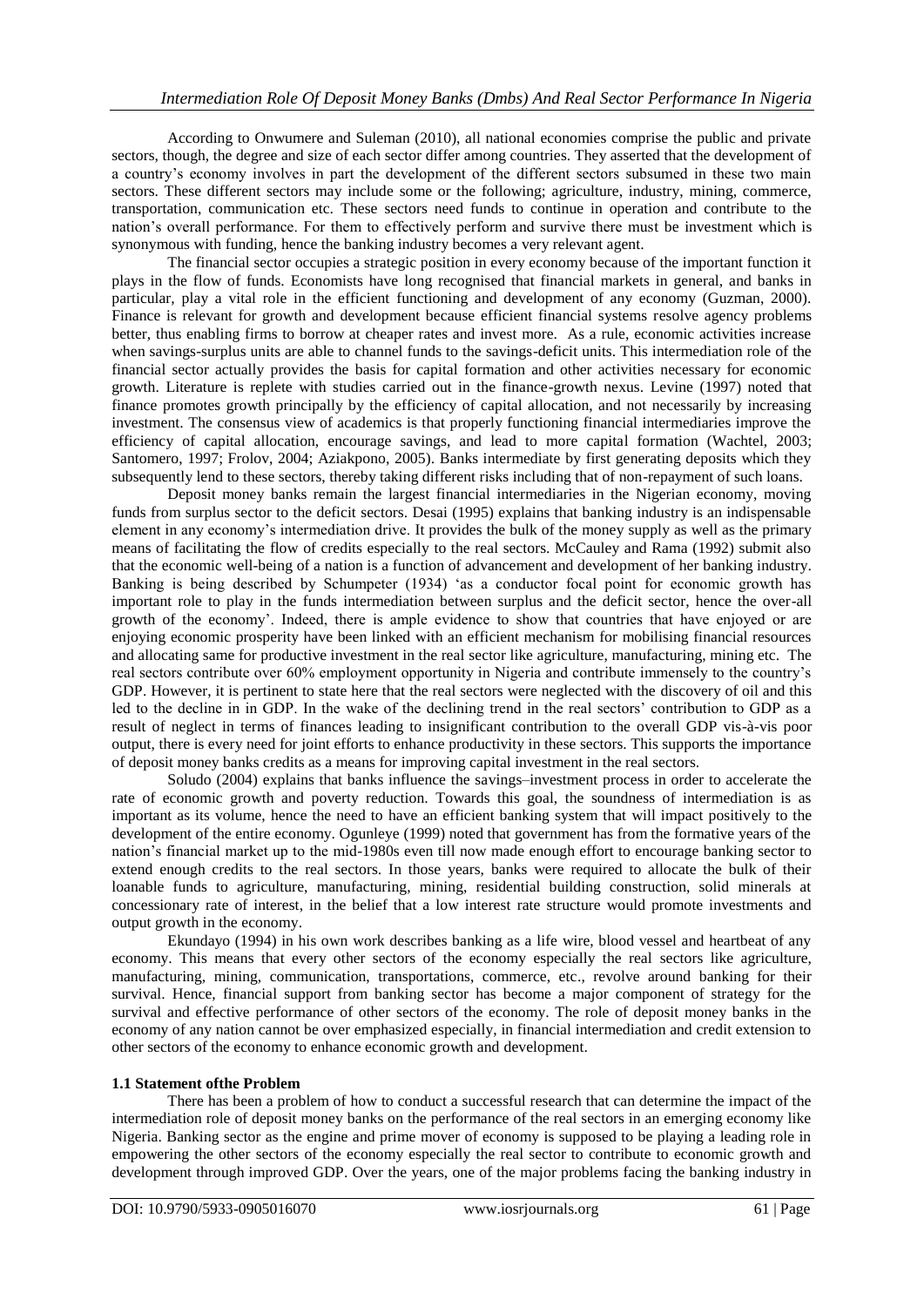According to Onwumere and Suleman (2010), all national economies comprise the public and private sectors, though, the degree and size of each sector differ among countries. They asserted that the development of a country's economy involves in part the development of the different sectors subsumed in these two main sectors. These different sectors may include some or the following; agriculture, industry, mining, commerce, transportation, communication etc. These sectors need funds to continue in operation and contribute to the nation's overall performance. For them to effectively perform and survive there must be investment which is synonymous with funding, hence the banking industry becomes a very relevant agent.

The financial sector occupies a strategic position in every economy because of the important function it plays in the flow of funds. Economists have long recognised that financial markets in general, and banks in particular, play a vital role in the efficient functioning and development of any economy (Guzman, 2000). Finance is relevant for growth and development because efficient financial systems resolve agency problems better, thus enabling firms to borrow at cheaper rates and invest more. As a rule, economic activities increase when savings-surplus units are able to channel funds to the savings-deficit units. This intermediation role of the financial sector actually provides the basis for capital formation and other activities necessary for economic growth. Literature is replete with studies carried out in the finance-growth nexus. Levine (1997) noted that finance promotes growth principally by the efficiency of capital allocation, and not necessarily by increasing investment. The consensus view of academics is that properly functioning financial intermediaries improve the efficiency of capital allocation, encourage savings, and lead to more capital formation (Wachtel, 2003; Santomero, 1997; Frolov, 2004; Aziakpono, 2005). Banks intermediate by first generating deposits which they subsequently lend to these sectors, thereby taking different risks including that of non-repayment of such loans.

Deposit money banks remain the largest financial intermediaries in the Nigerian economy, moving funds from surplus sector to the deficit sectors. Desai (1995) explains that banking industry is an indispensable element in any economy's intermediation drive. It provides the bulk of the money supply as well as the primary means of facilitating the flow of credits especially to the real sectors. McCauley and Rama (1992) submit also that the economic well-being of a nation is a function of advancement and development of her banking industry. Banking is being described by Schumpeter (1934) 'as a conductor focal point for economic growth has important role to play in the funds intermediation between surplus and the deficit sector, hence the over-all growth of the economy'. Indeed, there is ample evidence to show that countries that have enjoyed or are enjoying economic prosperity have been linked with an efficient mechanism for mobilising financial resources and allocating same for productive investment in the real sector like agriculture, manufacturing, mining etc. The real sectors contribute over 60% employment opportunity in Nigeria and contribute immensely to the country's GDP. However, it is pertinent to state here that the real sectors were neglected with the discovery of oil and this led to the decline in in GDP. In the wake of the declining trend in the real sectors' contribution to GDP as a result of neglect in terms of finances leading to insignificant contribution to the overall GDP vis-à-vis poor output, there is every need for joint efforts to enhance productivity in these sectors. This supports the importance of deposit money banks credits as a means for improving capital investment in the real sectors.

Soludo (2004) explains that banks influence the savings–investment process in order to accelerate the rate of economic growth and poverty reduction. Towards this goal, the soundness of intermediation is as important as its volume, hence the need to have an efficient banking system that will impact positively to the development of the entire economy. Ogunleye (1999) noted that government has from the formative years of the nation's financial market up to the mid-1980s even till now made enough effort to encourage banking sector to extend enough credits to the real sectors. In those years, banks were required to allocate the bulk of their loanable funds to agriculture, manufacturing, mining, residential building construction, solid minerals at concessionary rate of interest, in the belief that a low interest rate structure would promote investments and output growth in the economy.

Ekundayo (1994) in his own work describes banking as a life wire, blood vessel and heartbeat of any economy. This means that every other sectors of the economy especially the real sectors like agriculture, manufacturing, mining, communication, transportations, commerce, etc., revolve around banking for their survival. Hence, financial support from banking sector has become a major component of strategy for the survival and effective performance of other sectors of the economy. The role of deposit money banks in the economy of any nation cannot be over emphasized especially, in financial intermediation and credit extension to other sectors of the economy to enhance economic growth and development.

### 1.1 Statement ofthe Problem

There has been a problem of how to conduct a successful research that can determine the impact of the intermediation role of deposit money banks on the performance of the real sectors in an emerging economy like Nigeria. Banking sector as the engine and prime mover of economy is supposed to be playing a leading role in empowering the other sectors of the economy especially the real sector to contribute to economic growth and development through improved GDP. Over the years, one of the major problems facing the banking industry in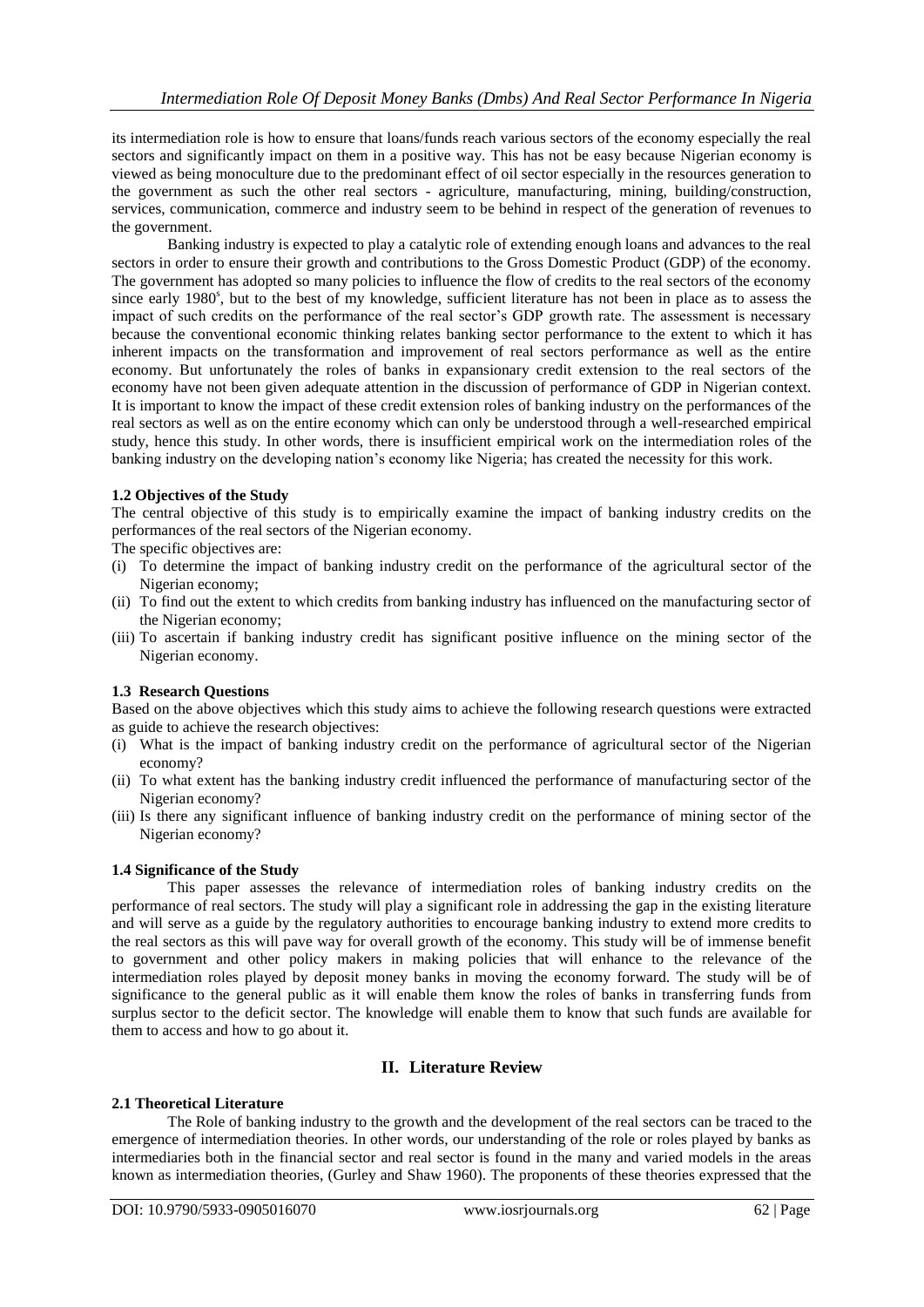its intermediation role is how to ensure that loans/funds reach various sectors of the economy especially the real sectors and significantly impact on them in a positive way. This has not be easy because Nigerian economy is viewed as being monoculture due to the predominant effect of oil sector especially in the resources generation to the government as such the other real sectors - agriculture, manufacturing, mining, building/construction, services, communication, commerce and industry seem to be behind in respect of the generation of revenues to the government.

Banking industry is expected to play a catalytic role of extending enough loans and advances to the real sectors in order to ensure their growth and contributions to the Gross Domestic Product (GDP) of the economy. The government has adopted so many policies to influence the flow of credits to the real sectors of the economy since early 1980's, but to the best of my knowledge, sufficient literature has not been in place as to assess the impact of such credits on the performance of the real sector's GDP growth rate. The assessment is necessary because the conventional economic thinking relates banking sector performance to the extent to which it has inherent impacts on the transformation and improvement of real sectors performance as well as the entire economy. But unfortunately the roles of banks in expansionary credit extension to the real sectors of the economy have not been given adequate attention in the discussion of performance of GDP in Nigerian context. It is important to know the impact of these credit extension roles of banking industry on the performances of the real sectors as well as on the entire economy which can only be understood through a well-researched empirical study, hence this study. In other words, there is insufficient empirical work on the intermediation roles of the banking industry on the developing nation's economy like Nigeria; has created the necessity for this work.

### 1.2 Objectives of the Study

The central objective of this study is to empirically examine the impact of banking industry credits on the performances of the real sectors of the Nigerian economy.

The specific objectives are:

(i) To determine the impact of banking industry credit on the performance of the agricultural sector of the Nigerian economy;
(ii) To find out the extent to which credits from banking industry has influenced on the manufacturing sector of the Nigerian economy;
(iii) To ascertain if banking industry credit has significant positive influence on the mining sector of the Nigerian economy.

### 1.3 Research Questions

Based on the above objectives which this study aims to achieve the following research questions were extracted as guide to achieve the research objectives:

(i) What is the impact of banking industry credit on the performance of agricultural sector of the Nigerian economy?
(ii) To what extent has the banking industry credit influenced the performance of manufacturing sector of the Nigerian economy?
(iii) Is there any significant influence of banking industry credit on the performance of mining sector of the Nigerian economy?

### 1.4 Significance of the Study

This paper assesses the relevance of intermediation roles of banking industry credits on the performance of real sectors. The study will play a significant role in addressing the gap in the existing literature and will serve as a guide by the regulatory authorities to encourage banking industry to extend more credits to the real sectors as this will pave way for overall growth of the economy. This study will be of immense benefit to government and other policy makers in making policies that will enhance to the relevance of the intermediation roles played by deposit money banks in moving the economy forward. The study will be of significance to the general public as it will enable them know the roles of banks in transferring funds from surplus sector to the deficit sector. The knowledge will enable them to know that such funds are available for them to access and how to go about it.

## II. Literature Review

### 2.1 Theoretical Literature

The Role of banking industry to the growth and the development of the real sectors can be traced to the emergence of intermediation theories. In other words, our understanding of the role or roles played by banks as intermediaries both in the financial sector and real sector is found in the many and varied models in the areas known as intermediation theories, (Gurley and Shaw 1960). The proponents of these theories expressed that the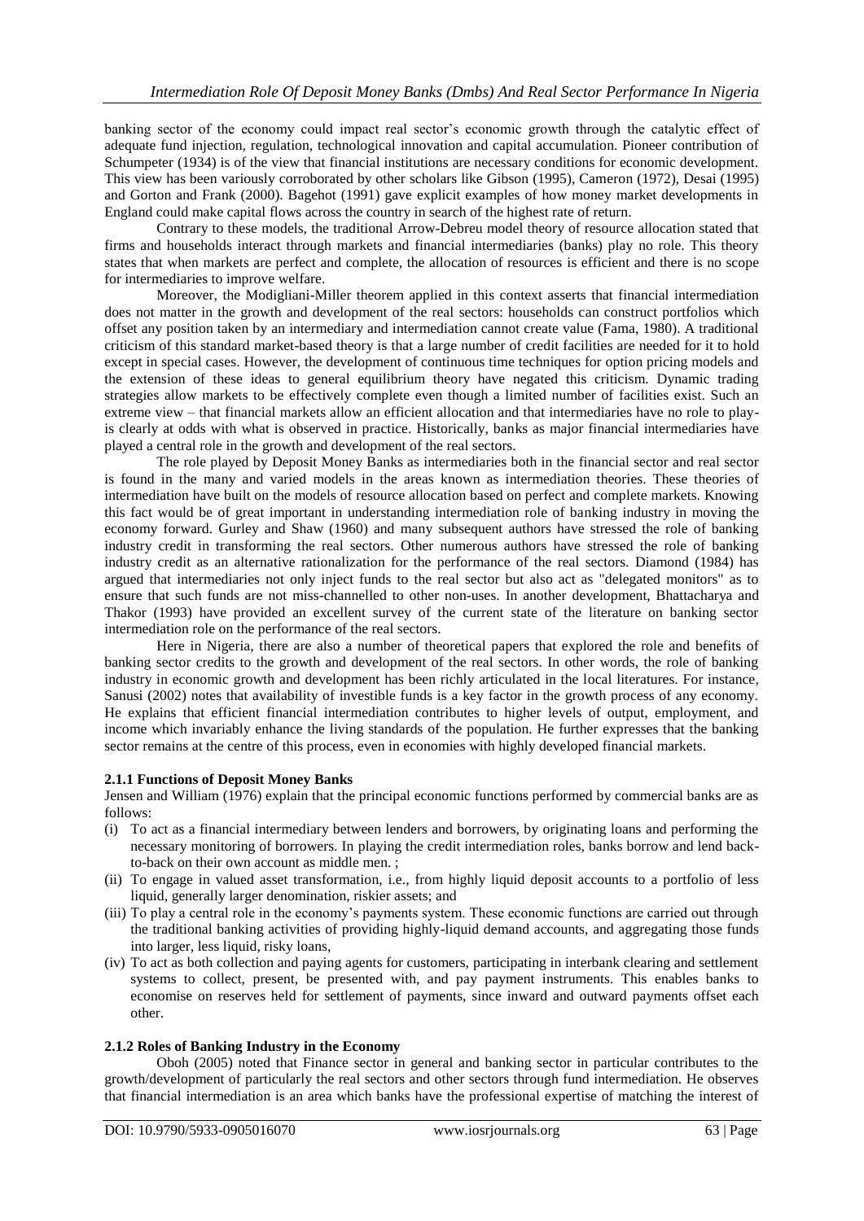banking sector of the economy could impact real sector's economic growth through the catalytic effect of adequate fund injection, regulation, technological innovation and capital accumulation. Pioneer contribution of Schumpeter (1934) is of the view that financial institutions are necessary conditions for economic development. This view has been variously corroborated by other scholars like Gibson (1995), Cameron (1972), Desai (1995) and Gorton and Frank (2000). Bagehot (1991) gave explicit examples of how money market developments in England could make capital flows across the country in search of the highest rate of return.

Contrary to these models, the traditional Arrow-Debreu model theory of resource allocation stated that firms and households interact through markets and financial intermediaries (banks) play no role. This theory states that when markets are perfect and complete, the allocation of resources is efficient and there is no scope for intermediaries to improve welfare.

Moreover, the Modigliani-Miller theorem applied in this context asserts that financial intermediation does not matter in the growth and development of the real sectors: households can construct portfolios which offset any position taken by an intermediary and intermediation cannot create value (Fama, 1980). A traditional criticism of this standard market-based theory is that a large number of credit facilities are needed for it to hold except in special cases. However, the development of continuous time techniques for option pricing models and the extension of these ideas to general equilibrium theory have negated this criticism. Dynamic trading strategies allow markets to be effectively complete even though a limited number of facilities exist. Such an extreme view – that financial markets allow an efficient allocation and that intermediaries have no role to play- is clearly at odds with what is observed in practice. Historically, banks as major financial intermediaries have played a central role in the growth and development of the real sectors.

The role played by Deposit Money Banks as intermediaries both in the financial sector and real sector is found in the many and varied models in the areas known as intermediation theories. These theories of intermediation have built on the models of resource allocation based on perfect and complete markets. Knowing this fact would be of great important in understanding intermediation role of banking industry in moving the economy forward. Gurley and Shaw (1960) and many subsequent authors have stressed the role of banking industry credit in transforming the real sectors. Other numerous authors have stressed the role of banking industry credit as an alternative rationalization for the performance of the real sectors. Diamond (1984) has argued that intermediaries not only inject funds to the real sector but also act as "delegated monitors" as to ensure that such funds are not miss-channelled to other non-uses. In another development, Bhattacharya and Thakor (1993) have provided an excellent survey of the current state of the literature on banking sector intermediation role on the performance of the real sectors.

Here in Nigeria, there are also a number of theoretical papers that explored the role and benefits of banking sector credits to the growth and development of the real sectors. In other words, the role of banking industry in economic growth and development has been richly articulated in the local literatures. For instance, Sanusi (2002) notes that availability of investible funds is a key factor in the growth process of any economy. He explains that efficient financial intermediation contributes to higher levels of output, employment, and income which invariably enhance the living standards of the population. He further expresses that the banking sector remains at the centre of this process, even in economies with highly developed financial markets.

### 2.1.1 Functions of Deposit Money Banks

Jensen and William (1976) explain that the principal economic functions performed by commercial banks are as follows:

(i) To act as a financial intermediary between lenders and borrowers, by originating loans and performing the necessary monitoring of borrowers. In playing the credit intermediation roles, banks borrow and lend back-to-back on their own account as middle men. ;
(ii) To engage in valued asset transformation, i.e., from highly liquid deposit accounts to a portfolio of less liquid, generally larger denomination, riskier assets; and
(iii) To play a central role in the economy's payments system. These economic functions are carried out through the traditional banking activities of providing highly-liquid demand accounts, and aggregating those funds into larger, less liquid, risky loans,
(iv) To act as both collection and paying agents for customers, participating in interbank clearing and settlement systems to collect, present, be presented with, and pay payment instruments. This enables banks to economise on reserves held for settlement of payments, since inward and outward payments offset each other.

### 2.1.2 Roles of Banking Industry in the Economy

Oboh (2005) noted that Finance sector in general and banking sector in particular contributes to the growth/development of particularly the real sectors and other sectors through fund intermediation. He observes that financial intermediation is an area which banks have the professional expertise of matching the interest of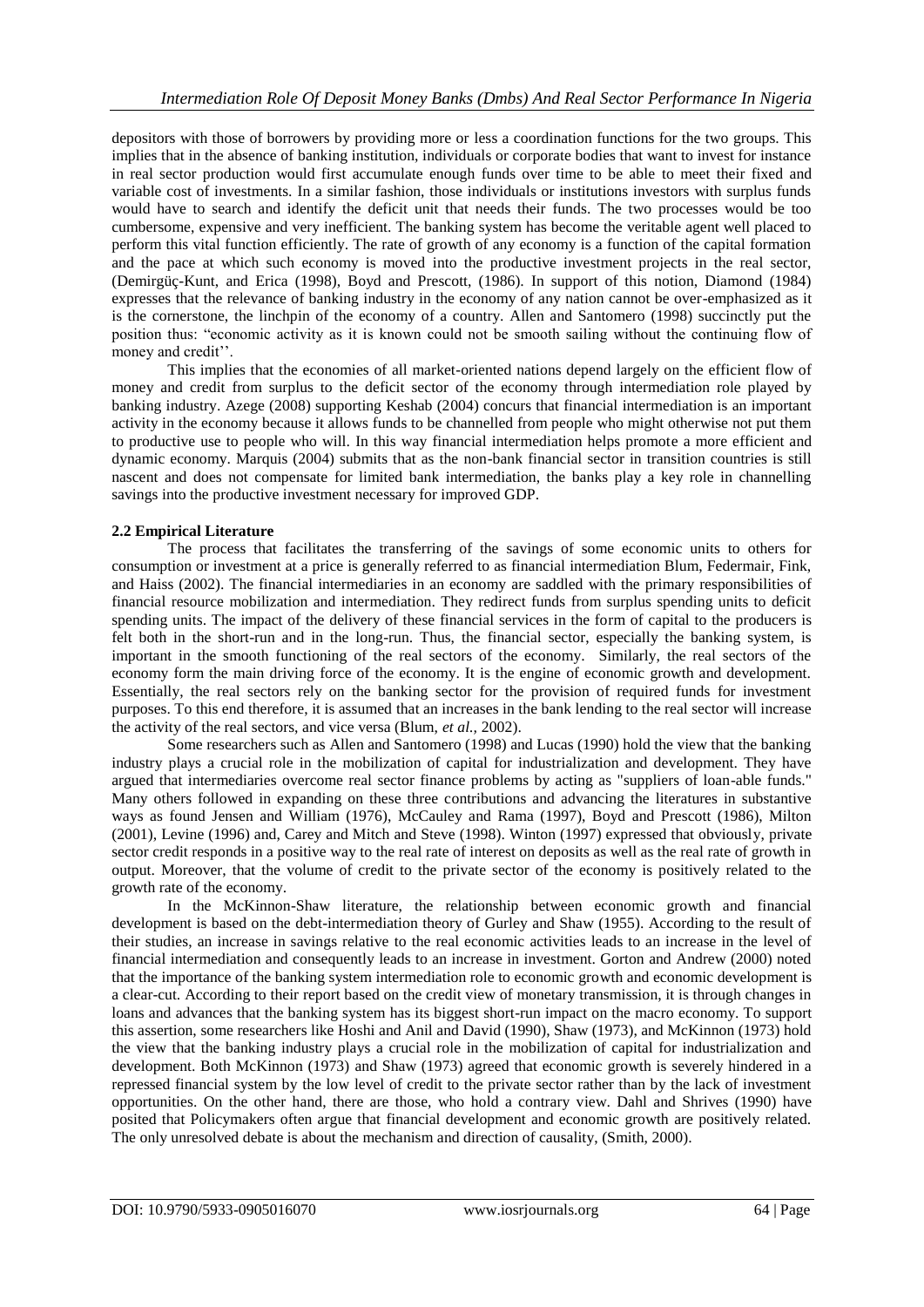depositors with those of borrowers by providing more or less a coordination functions for the two groups. This implies that in the absence of banking institution, individuals or corporate bodies that want to invest for instance in real sector production would first accumulate enough funds over time to be able to meet their fixed and variable cost of investments. In a similar fashion, those individuals or institutions investors with surplus funds would have to search and identify the deficit unit that needs their funds. The two processes would be too cumbersome, expensive and very inefficient. The banking system has become the veritable agent well placed to perform this vital function efficiently. The rate of growth of any economy is a function of the capital formation and the pace at which such economy is moved into the productive investment projects in the real sector, (Demirgüç-Kunt, and Erica (1998), Boyd and Prescott, (1986). In support of this notion, Diamond (1984) expresses that the relevance of banking industry in the economy of any nation cannot be over-emphasized as it is the cornerstone, the linchpin of the economy of a country. Allen and Santomero (1998) succinctly put the position thus: "economic activity as it is known could not be smooth sailing without the continuing flow of money and credit''.

This implies that the economies of all market-oriented nations depend largely on the efficient flow of money and credit from surplus to the deficit sector of the economy through intermediation role played by banking industry. Azege (2008) supporting Keshab (2004) concurs that financial intermediation is an important activity in the economy because it allows funds to be channelled from people who might otherwise not put them to productive use to people who will. In this way financial intermediation helps promote a more efficient and dynamic economy. Marquis (2004) submits that as the non-bank financial sector in transition countries is still nascent and does not compensate for limited bank intermediation, the banks play a key role in channelling savings into the productive investment necessary for improved GDP.

### 2.2 Empirical Literature

The process that facilitates the transferring of the savings of some economic units to others for consumption or investment at a price is generally referred to as financial intermediation Blum, Federmair, Fink, and Haiss (2002). The financial intermediaries in an economy are saddled with the primary responsibilities of financial resource mobilization and intermediation. They redirect funds from surplus spending units to deficit spending units. The impact of the delivery of these financial services in the form of capital to the producers is felt both in the short-run and in the long-run. Thus, the financial sector, especially the banking system, is important in the smooth functioning of the real sectors of the economy. Similarly, the real sectors of the economy form the main driving force of the economy. It is the engine of economic growth and development. Essentially, the real sectors rely on the banking sector for the provision of required funds for investment purposes. To this end therefore, it is assumed that an increases in the bank lending to the real sector will increase the activity of the real sectors, and vice versa (Blum, *et al.,* 2002).

Some researchers such as Allen and Santomero (1998) and Lucas (1990) hold the view that the banking industry plays a crucial role in the mobilization of capital for industrialization and development. They have argued that intermediaries overcome real sector finance problems by acting as "suppliers of loan-able funds." Many others followed in expanding on these three contributions and advancing the literatures in substantive ways as found Jensen and William (1976), McCauley and Rama (1997), Boyd and Prescott (1986), Milton (2001), Levine (1996) and, Carey and Mitch and Steve (1998). Winton (1997) expressed that obviously, private sector credit responds in a positive way to the real rate of interest on deposits as well as the real rate of growth in output. Moreover, that the volume of credit to the private sector of the economy is positively related to the growth rate of the economy.

In the McKinnon-Shaw literature, the relationship between economic growth and financial development is based on the debt-intermediation theory of Gurley and Shaw (1955). According to the result of their studies, an increase in savings relative to the real economic activities leads to an increase in the level of financial intermediation and consequently leads to an increase in investment. Gorton and Andrew (2000) noted that the importance of the banking system intermediation role to economic growth and economic development is a clear-cut. According to their report based on the credit view of monetary transmission, it is through changes in loans and advances that the banking system has its biggest short-run impact on the macro economy. To support this assertion, some researchers like Hoshi and Anil and David (1990), Shaw (1973), and McKinnon (1973) hold the view that the banking industry plays a crucial role in the mobilization of capital for industrialization and development. Both McKinnon (1973) and Shaw (1973) agreed that economic growth is severely hindered in a repressed financial system by the low level of credit to the private sector rather than by the lack of investment opportunities. On the other hand, there are those, who hold a contrary view. Dahl and Shrives (1990) have posited that Policymakers often argue that financial development and economic growth are positively related. The only unresolved debate is about the mechanism and direction of causality, (Smith, 2000).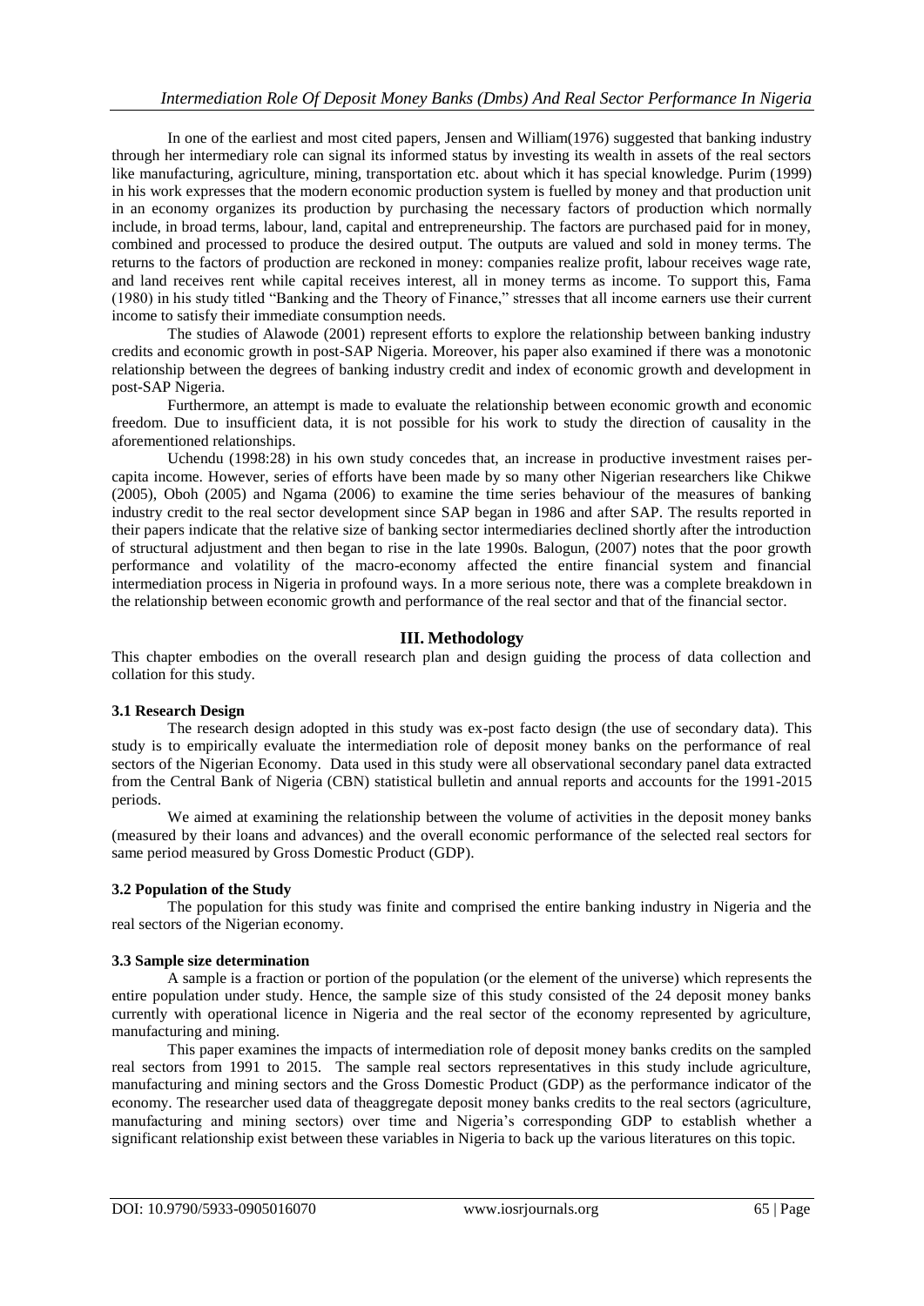In one of the earliest and most cited papers, Jensen and William(1976) suggested that banking industry through her intermediary role can signal its informed status by investing its wealth in assets of the real sectors like manufacturing, agriculture, mining, transportation etc. about which it has special knowledge. Purim (1999) in his work expresses that the modern economic production system is fuelled by money and that production unit in an economy organizes its production by purchasing the necessary factors of production which normally include, in broad terms, labour, land, capital and entrepreneurship. The factors are purchased paid for in money, combined and processed to produce the desired output. The outputs are valued and sold in money terms. The returns to the factors of production are reckoned in money: companies realize profit, labour receives wage rate, and land receives rent while capital receives interest, all in money terms as income. To support this, Fama (1980) in his study titled "Banking and the Theory of Finance," stresses that all income earners use their current income to satisfy their immediate consumption needs.

The studies of Alawode (2001) represent efforts to explore the relationship between banking industry credits and economic growth in post-SAP Nigeria. Moreover, his paper also examined if there was a monotonic relationship between the degrees of banking industry credit and index of economic growth and development in post-SAP Nigeria.

Furthermore, an attempt is made to evaluate the relationship between economic growth and economic freedom. Due to insufficient data, it is not possible for his work to study the direction of causality in the aforementioned relationships.

Uchendu (1998:28) in his own study concedes that, an increase in productive investment raises per-capita income. However, series of efforts have been made by so many other Nigerian researchers like Chikwe (2005), Oboh (2005) and Ngama (2006) to examine the time series behaviour of the measures of banking industry credit to the real sector development since SAP began in 1986 and after SAP. The results reported in their papers indicate that the relative size of banking sector intermediaries declined shortly after the introduction of structural adjustment and then began to rise in the late 1990s. Balogun, (2007) notes that the poor growth performance and volatility of the macro-economy affected the entire financial system and financial intermediation process in Nigeria in profound ways. In a more serious note, there was a complete breakdown in the relationship between economic growth and performance of the real sector and that of the financial sector.

## III. Methodology

This chapter embodies on the overall research plan and design guiding the process of data collection and collation for this study.

### 3.1 Research Design

The research design adopted in this study was ex-post facto design (the use of secondary data). This study is to empirically evaluate the intermediation role of deposit money banks on the performance of real sectors of the Nigerian Economy. Data used in this study were all observational secondary panel data extracted from the Central Bank of Nigeria (CBN) statistical bulletin and annual reports and accounts for the 1991-2015 periods.

We aimed at examining the relationship between the volume of activities in the deposit money banks (measured by their loans and advances) and the overall economic performance of the selected real sectors for same period measured by Gross Domestic Product (GDP).

### 3.2 Population of the Study

The population for this study was finite and comprised the entire banking industry in Nigeria and the real sectors of the Nigerian economy.

### 3.3 Sample size determination

A sample is a fraction or portion of the population (or the element of the universe) which represents the entire population under study. Hence, the sample size of this study consisted of the 24 deposit money banks currently with operational licence in Nigeria and the real sector of the economy represented by agriculture, manufacturing and mining.

This paper examines the impacts of intermediation role of deposit money banks credits on the sampled real sectors from 1991 to 2015. The sample real sectors representatives in this study include agriculture, manufacturing and mining sectors and the Gross Domestic Product (GDP) as the performance indicator of the economy. The researcher used data of theaggregate deposit money banks credits to the real sectors (agriculture, manufacturing and mining sectors) over time and Nigeria's corresponding GDP to establish whether a significant relationship exist between these variables in Nigeria to back up the various literatures on this topic.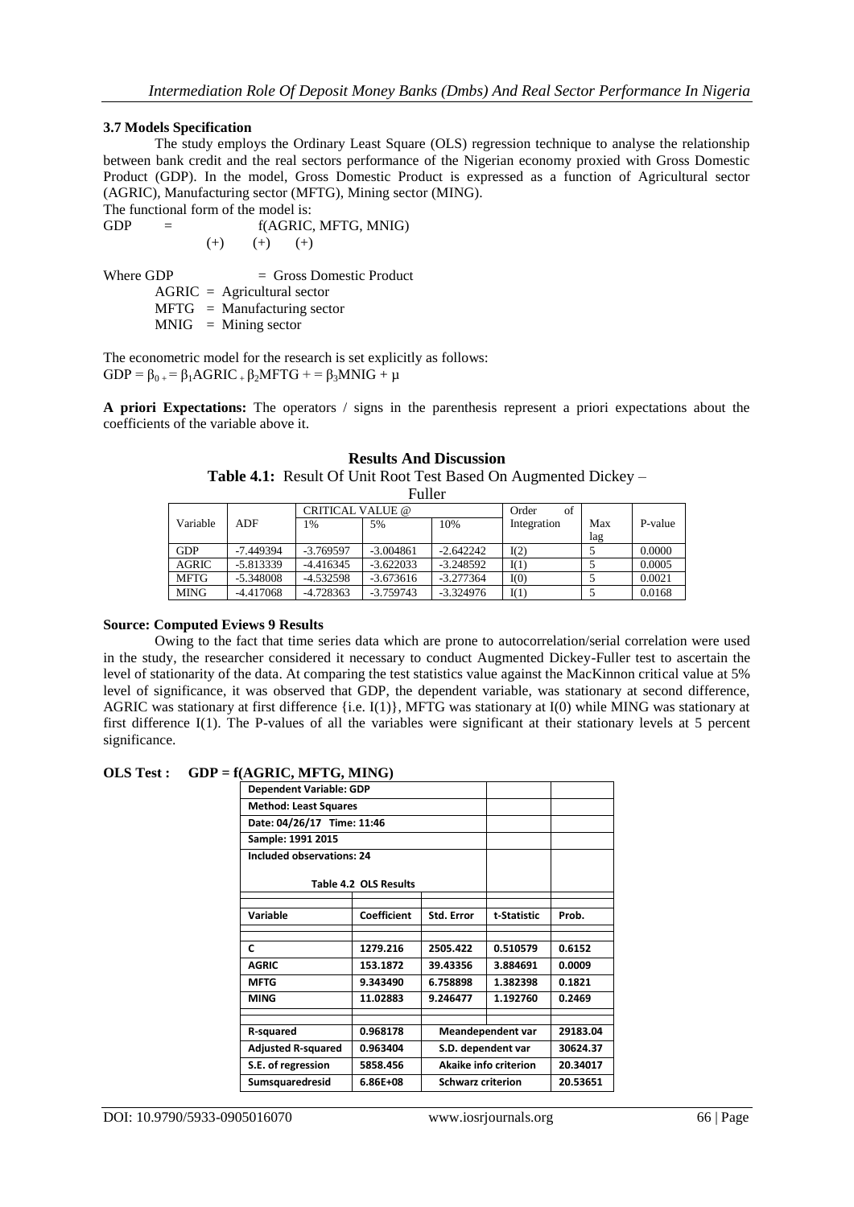### 3.7 Models Specification

The study employs the Ordinary Least Square (OLS) regression technique to analyse the relationship between bank credit and the real sectors performance of the Nigerian economy proxied with Gross Domestic Product (GDP). In the model, Gross Domestic Product is expressed as a function of Agricultural sector (AGRIC), Manufacturing sector (MFTG), Mining sector (MING).

The functional form of the model is:

GDP = f(AGRIC, MFTG, MNIG)
(+) (+) (+)

Where GDP = Gross Domestic Product
AGRIC = Agricultural sector
MFTG = Manufacturing sector
MNIG = Mining sector

The econometric model for the research is set explicitly as follows:

$GDP = \beta_{0\,+} = \beta_1 AGRIC_{\,+}\,\beta_2 MFTG + = \beta_3 MNIG + \mu$

**A priori Expectations:** The operators / signs in the parenthesis represent a priori expectations about the coefficients of the variable above it.

## Results And Discussion

**Table 4.1:** Result Of Unit Root Test Based On Augmented Dickey – Fuller

| Variable | ADF | CRITICAL VALUE @ | | | Order of Integration | Max lag | P-value |
|---|---|---|---|---|---|---|---|
| | | 1% | 5% | 10% | | | |
| GDP | -7.449394 | -3.769597 | -3.004861 | -2.642242 | I(2) | 5 | 0.0000 |
| AGRIC | -5.813339 | -4.416345 | -3.622033 | -3.248592 | I(1) | 5 | 0.0005 |
| MFTG | -5.348008 | -4.532598 | -3.673616 | -3.277364 | I(0) | 5 | 0.0021 |
| MING | -4.417068 | -4.728363 | -3.759743 | -3.324976 | I(1) | 5 | 0.0168 |

**Source: Computed Eviews 9 Results**

Owing to the fact that time series data which are prone to autocorrelation/serial correlation were used in the study, the researcher considered it necessary to conduct Augmented Dickey-Fuller test to ascertain the level of stationarity of the data. At comparing the test statistics value against the MacKinnon critical value at 5% level of significance, it was observed that GDP, the dependent variable, was stationary at second difference, AGRIC was stationary at first difference {i.e. I(1)}, MFTG was stationary at I(0) while MING was stationary at first difference I(1). The P-values of all the variables were significant at their stationary levels at 5 percent significance.

**OLS Test : GDP = f(AGRIC, MFTG, MING)**

**Dependent Variable: GDP**
**Method: Least Squares**
**Date: 04/26/17 Time: 11:46**
**Sample: 1991 2015**
**Included observations: 24**

**Table 4.2 OLS Results**

| Variable | Coefficient | Std. Error | t-Statistic | Prob. |
|---|---|---|---|---|
| C | 1279.216 | 2505.422 | 0.510579 | 0.6152 |
| AGRIC | 153.1872 | 39.43356 | 3.884691 | 0.0009 |
| MFTG | 9.343490 | 6.758898 | 1.382398 | 0.1821 |
| MING | 11.02883 | 9.246477 | 1.192760 | 0.2469 |
| R-squared | 0.968178 | Meandependent var | | 29183.04 |
| Adjusted R-squared | 0.963404 | S.D. dependent var | | 30624.37 |
| S.E. of regression | 5858.456 | Akaike info criterion | | 20.34017 |
| Sumsquaredresid | 6.86E+08 | Schwarz criterion | | 20.53651 |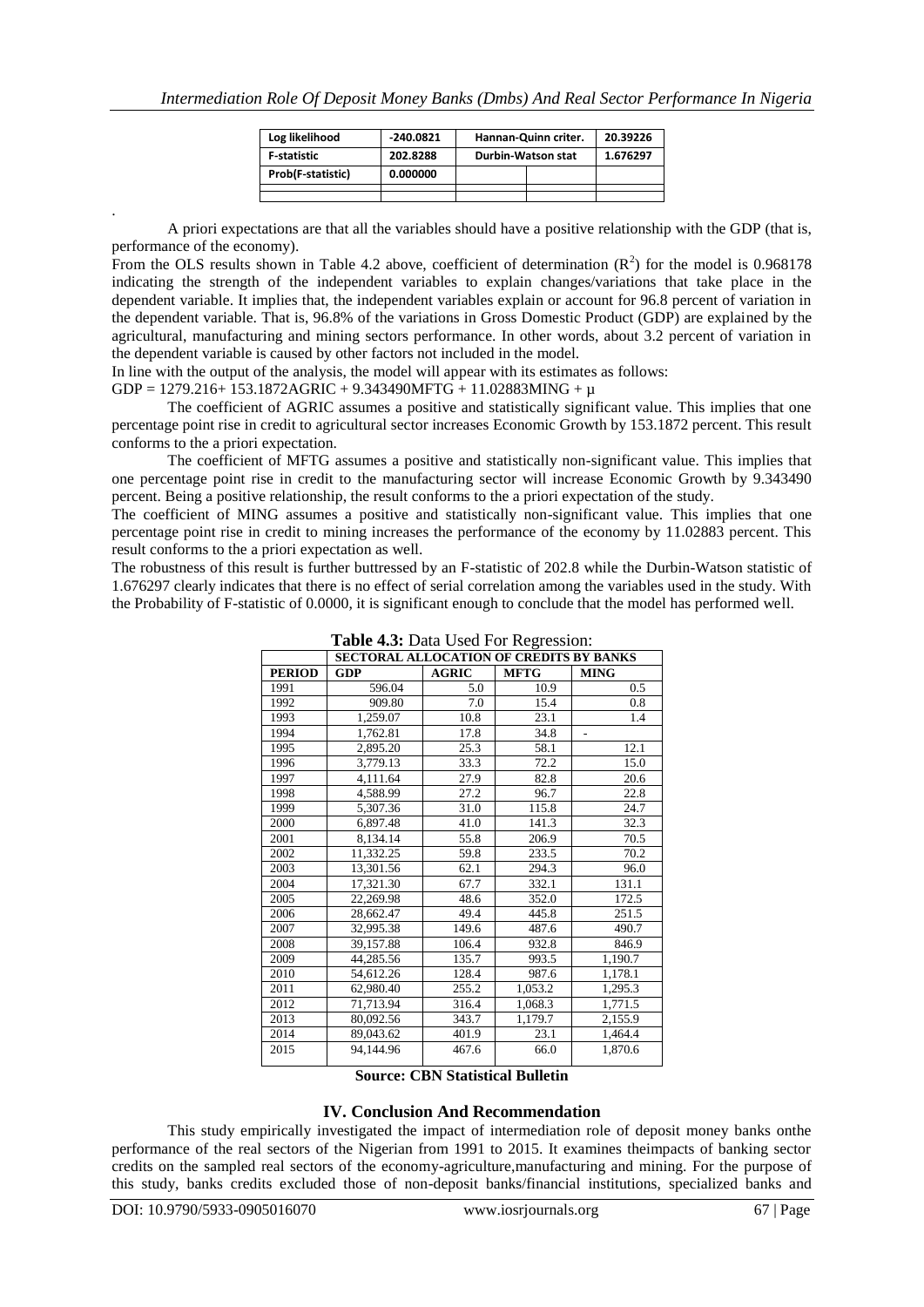| Log likelihood | -240.0821 | Hannan-Quinn criter. | | 20.39226 |
|---|---|---|---|---|
| F-statistic | 202.8288 | Durbin-Watson stat | | 1.676297 |
| Prob(F-statistic) | 0.000000 | | | |
| | | | | |

.

A priori expectations are that all the variables should have a positive relationship with the GDP (that is, performance of the economy).

From the OLS results shown in Table 4.2 above, coefficient of determination ($R^2$) for the model is 0.968178 indicating the strength of the independent variables to explain changes/variations that take place in the dependent variable. It implies that, the independent variables explain or account for 96.8 percent of variation in the dependent variable. That is, 96.8% of the variations in Gross Domestic Product (GDP) are explained by the agricultural, manufacturing and mining sectors performance. In other words, about 3.2 percent of variation in the dependent variable is caused by other factors not included in the model.

In line with the output of the analysis, the model will appear with its estimates as follows:

$$GDP = 1279.216 + 153.1872AGRIC + 9.343490MFTG + 11.02883MING + \mu$$

The coefficient of AGRIC assumes a positive and statistically significant value. This implies that one percentage point rise in credit to agricultural sector increases Economic Growth by 153.1872 percent. This result conforms to the a priori expectation.

The coefficient of MFTG assumes a positive and statistically non-significant value. This implies that one percentage point rise in credit to the manufacturing sector will increase Economic Growth by 9.343490 percent. Being a positive relationship, the result conforms to the a priori expectation of the study.

The coefficient of MING assumes a positive and statistically non-significant value. This implies that one percentage point rise in credit to mining increases the performance of the economy by 11.02883 percent. This result conforms to the a priori expectation as well.

The robustness of this result is further buttressed by an F-statistic of 202.8 while the Durbin-Watson statistic of 1.676297 clearly indicates that there is no effect of serial correlation among the variables used in the study. With the Probability of F-statistic of 0.0000, it is significant enough to conclude that the model has performed well.

**Table 4.3:** Data Used For Regression:

| | SECTORAL ALLOCATION OF CREDITS BY BANKS | | | |
|---|---|---|---|---|
| **PERIOD** | **GDP** | **AGRIC** | **MFTG** | **MING** |
| 1991 | 596.04 | 5.0 | 10.9 | 0.5 |
| 1992 | 909.80 | 7.0 | 15.4 | 0.8 |
| 1993 | 1,259.07 | 10.8 | 23.1 | 1.4 |
| 1994 | 1,762.81 | 17.8 | 34.8 | - |
| 1995 | 2,895.20 | 25.3 | 58.1 | 12.1 |
| 1996 | 3,779.13 | 33.3 | 72.2 | 15.0 |
| 1997 | 4,111.64 | 27.9 | 82.8 | 20.6 |
| 1998 | 4,588.99 | 27.2 | 96.7 | 22.8 |
| 1999 | 5,307.36 | 31.0 | 115.8 | 24.7 |
| 2000 | 6,897.48 | 41.0 | 141.3 | 32.3 |
| 2001 | 8,134.14 | 55.8 | 206.9 | 70.5 |
| 2002 | 11,332.25 | 59.8 | 233.5 | 70.2 |
| 2003 | 13,301.56 | 62.1 | 294.3 | 96.0 |
| 2004 | 17,321.30 | 67.7 | 332.1 | 131.1 |
| 2005 | 22,269.98 | 48.6 | 352.0 | 172.5 |
| 2006 | 28,662.47 | 49.4 | 445.8 | 251.5 |
| 2007 | 32,995.38 | 149.6 | 487.6 | 490.7 |
| 2008 | 39,157.88 | 106.4 | 932.8 | 846.9 |
| 2009 | 44,285.56 | 135.7 | 993.5 | 1,190.7 |
| 2010 | 54,612.26 | 128.4 | 987.6 | 1,178.1 |
| 2011 | 62,980.40 | 255.2 | 1,053.2 | 1,295.3 |
| 2012 | 71,713.94 | 316.4 | 1,068.3 | 1,771.5 |
| 2013 | 80,092.56 | 343.7 | 1,179.7 | 2,155.9 |
| 2014 | 89,043.62 | 401.9 | 23.1 | 1,464.4 |
| 2015 | 94,144.96 | 467.6 | 66.0 | 1,870.6 |

**Source: CBN Statistical Bulletin**

## IV. Conclusion And Recommendation

This study empirically investigated the impact of intermediation role of deposit money banks onthe performance of the real sectors of the Nigerian from 1991 to 2015. It examines theimpacts of banking sector credits on the sampled real sectors of the economy-agriculture,manufacturing and mining. For the purpose of this study, banks credits excluded those of non-deposit banks/financial institutions, specialized banks and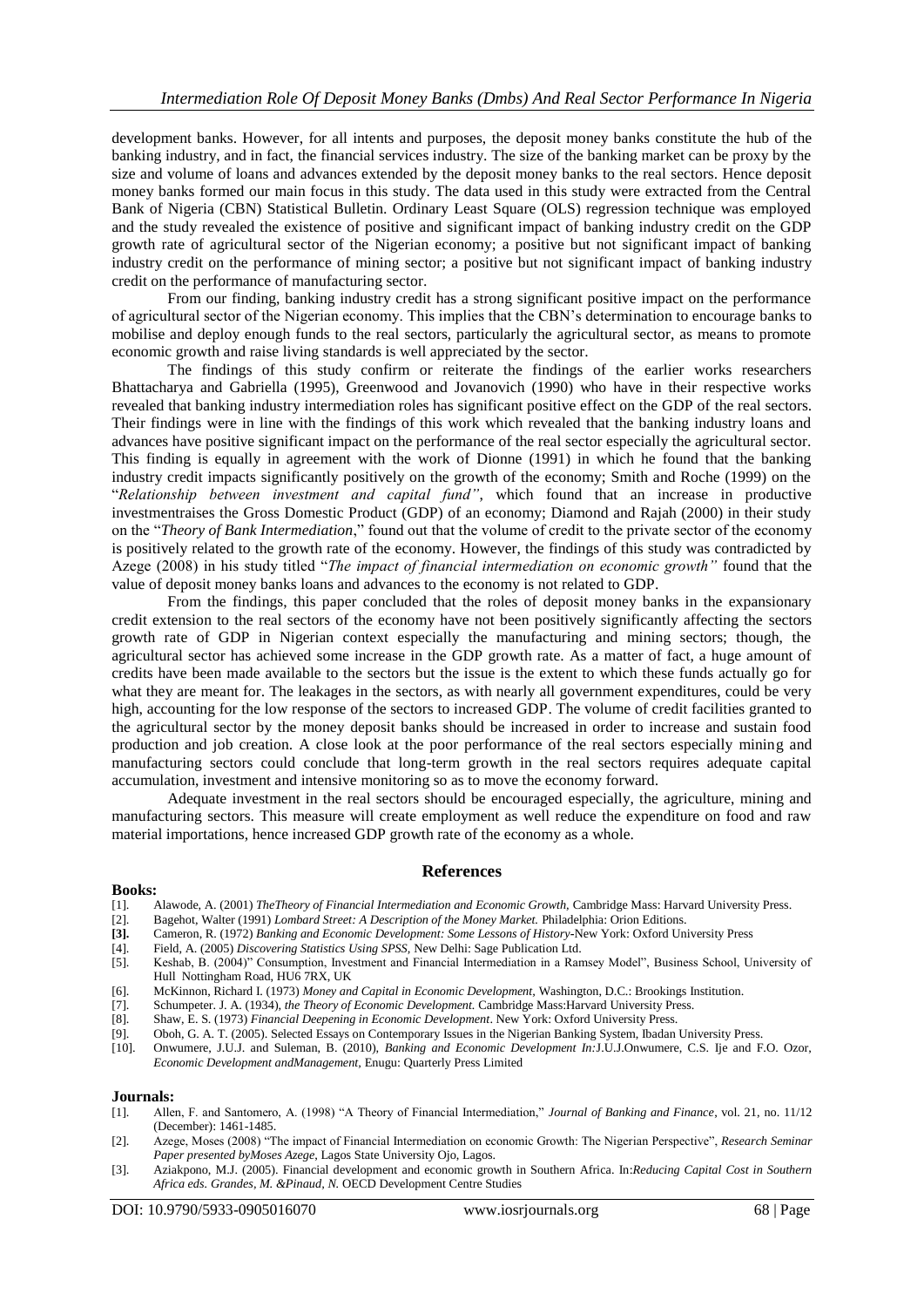development banks. However, for all intents and purposes, the deposit money banks constitute the hub of the banking industry, and in fact, the financial services industry. The size of the banking market can be proxy by the size and volume of loans and advances extended by the deposit money banks to the real sectors. Hence deposit money banks formed our main focus in this study. The data used in this study were extracted from the Central Bank of Nigeria (CBN) Statistical Bulletin. Ordinary Least Square (OLS) regression technique was employed and the study revealed the existence of positive and significant impact of banking industry credit on the GDP growth rate of agricultural sector of the Nigerian economy; a positive but not significant impact of banking industry credit on the performance of mining sector; a positive but not significant impact of banking industry credit on the performance of manufacturing sector.

From our finding, banking industry credit has a strong significant positive impact on the performance of agricultural sector of the Nigerian economy. This implies that the CBN's determination to encourage banks to mobilise and deploy enough funds to the real sectors, particularly the agricultural sector, as means to promote economic growth and raise living standards is well appreciated by the sector.

The findings of this study confirm or reiterate the findings of the earlier works researchers Bhattacharya and Gabriella (1995), Greenwood and Jovanovich (1990) who have in their respective works revealed that banking industry intermediation roles has significant positive effect on the GDP of the real sectors. Their findings were in line with the findings of this work which revealed that the banking industry loans and advances have positive significant impact on the performance of the real sector especially the agricultural sector. This finding is equally in agreement with the work of Dionne (1991) in which he found that the banking industry credit impacts significantly positively on the growth of the economy; Smith and Roche (1999) on the "*Relationship between investment and capital fund"*, which found that an increase in productive investmentraises the Gross Domestic Product (GDP) of an economy; Diamond and Rajah (2000) in their study on the "*Theory of Bank Intermediation*," found out that the volume of credit to the private sector of the economy is positively related to the growth rate of the economy. However, the findings of this study was contradicted by Azege (2008) in his study titled "*The impact of financial intermediation on economic growth"* found that the value of deposit money banks loans and advances to the economy is not related to GDP.

From the findings, this paper concluded that the roles of deposit money banks in the expansionary credit extension to the real sectors of the economy have not been positively significantly affecting the sectors growth rate of GDP in Nigerian context especially the manufacturing and mining sectors; though, the agricultural sector has achieved some increase in the GDP growth rate. As a matter of fact, a huge amount of credits have been made available to the sectors but the issue is the extent to which these funds actually go for what they are meant for. The leakages in the sectors, as with nearly all government expenditures, could be very high, accounting for the low response of the sectors to increased GDP. The volume of credit facilities granted to the agricultural sector by the money deposit banks should be increased in order to increase and sustain food production and job creation. A close look at the poor performance of the real sectors especially mining and manufacturing sectors could conclude that long-term growth in the real sectors requires adequate capital accumulation, investment and intensive monitoring so as to move the economy forward.

Adequate investment in the real sectors should be encouraged especially, the agriculture, mining and manufacturing sectors. This measure will create employment as well reduce the expenditure on food and raw material importations, hence increased GDP growth rate of the economy as a whole.

## References

**Books:**

[1]. Alawode, A. (2001) *TheTheory of Financial Intermediation and Economic Growth,* Cambridge Mass: Harvard University Press.
[2]. Bagehot, Walter (1991) *Lombard Street: A Description of the Money Market.* Philadelphia: Orion Editions.
**[3].** Cameron, R. (1972) *Banking and Economic Development: Some Lessons of History*-New York: Oxford University Press
[4]. Field, A. (2005) *Discovering Statistics Using SPSS,* New Delhi: Sage Publication Ltd.
[5]. Keshab, B. (2004)" Consumption, Investment and Financial Intermediation in a Ramsey Model", Business School, University of Hull Nottingham Road, HU6 7RX, UK
[6]. McKinnon, Richard I. (1973) *Money and Capital in Economic Development,* Washington, D.C.: Brookings Institution.
[7]. Schumpeter. J. A. (1934), *the Theory of Economic Development.* Cambridge Mass:Harvard University Press.
[8]. Shaw, E. S. (1973) *Financial Deepening in Economic Development*. New York: Oxford University Press.
[9]. Oboh, G. A. T. (2005). Selected Essays on Contemporary Issues in the Nigerian Banking System, Ibadan University Press.
[10]. Onwumere, J.U.J. and Suleman, B. (2010), *Banking and Economic Development In:*J.U.J.Onwumere, C.S. Ije and F.O. Ozor, *Economic Development andManagement*, Enugu: Quarterly Press Limited

**Journals:**

[1]. Allen, F. and Santomero, A. (1998) "A Theory of Financial Intermediation," *Journal of Banking and Finance*, vol. 21, no. 11/12 (December): 1461-1485.
[2]. Azege, Moses (2008) "The impact of Financial Intermediation on economic Growth: The Nigerian Perspective", *Research Seminar Paper presented byMoses Azege,* Lagos State University Ojo, Lagos.
[3]. Aziakpono, M.J. (2005). Financial development and economic growth in Southern Africa. In:*Reducing Capital Cost in Southern Africa eds. Grandes, M. &Pinaud, N.* OECD Development Centre Studies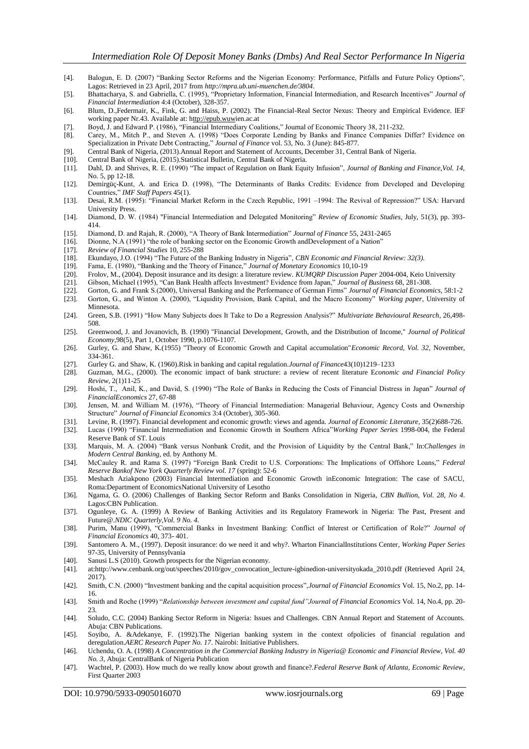- [4]. Balogun, E. D. (2007) "Banking Sector Reforms and the Nigerian Economy: Performance, Pitfalls and Future Policy Options", Lagos: Retrieved in 23 April, 2017 from *http://mpra.ub.uni-muenchen.de/3804*.
- [5]. Bhattacharya, S. and Gabriella, C. (1995), "Proprietary Information, Financial Intermediation, and Research Incentives" *Journal of Financial Intermediation* 4:4 (October), 328-357.
- [6]. Blum, D.,Federmair, K., Fink, G. and Haiss, P. (2002). The Financial-Real Sector Nexus: Theory and Empirical Evidence. IEF working paper Nr.43. Available at: http://epub.wuwien.ac.at
- [7]. Boyd, J. and Edward P. (1986), "Financial Intermediary Coalitions," Journal of Economic Theory 38, 211-232.
- [8]. Carey, M., Mitch P., and Steven A. (1998) "Does Corporate Lending by Banks and Finance Companies Differ? Evidence on Specialization in Private Debt Contracting," *Journal of Finance* vol. 53, No. 3 (June): 845-877.
- [9]. Central Bank of Nigeria, (2013).Annual Report and Statement of Accounts, December 31, Central Bank of Nigeria.
- [10]. Central Bank of Nigeria, (2015).Statistical Bulletin, Central Bank of Nigeria.
- [11]. Dahl, D. and Shrives, R. E. (1990) "The impact of Regulation on Bank Equity Infusion", *Journal of Banking and Finance,Vol. 14*, No. 5, pp 12-18.
- [12]. Demirgüç-Kunt, A. and Erica D. (1998), "The Determinants of Banks Credits: Evidence from Developed and Developing Countries," *IMF Staff Papers* 45(1).
- [13]. Desai, R.M. (1995): "Financial Market Reform in the Czech Republic, 1991 –1994: The Revival of Repression?" USA: Harvard University Press.
- [14]. Diamond, D. W. (1984) "Financial Intermediation and Delegated Monitoring" *Review of Economic Studies*, July, 51(3), pp. 393-414.
- [15]. Diamond, D. and Rajah, R. (2000), "A Theory of Bank Intermediation" *Journal of Finance* 55, 2431-2465
- [16]. Dionne, N.A (1991) "the role of banking sector on the Economic Growth andDevelopment of a Nation"
- [17]. *Review of Financial Studies* 10, 255-288
- [18]. Ekundayo, J.O. (1994) "The Future of the Banking Industry in Nigeria", *CBN Economic and Financial Review: 32(3).*
- [19]. Fama, E. (1980), "Banking and the Theory of Finance," *Journal of Monetary Economics* 10,10-19
- [20]. Frolov, M., (2004). Deposit insurance and its design: a literature review. *KUMQRP Discussion Paper* 2004-004, Keio University
- [21]. Gibson, Michael (1995), "Can Bank Health affects Investment? Evidence from Japan," *Journal of Business* 68, 281-308.
- [22]. Gorton, G. and Frank S.(2000), Universal Banking and the Performance of German Firms" *Journal of Financial Economics*, 58:1-2
- [23]. Gorton, G., and Winton A. (2000), "Liquidity Provision, Bank Capital, and the Macro Economy" *Working paper*, University of Minnesota.
- [24]. Green, S.B. (1991) "How Many Subjects does It Take to Do a Regression Analysis?" *Multivariate Behavioural Research*, 26,498-508.
- [25]. Greenwood, J. and Jovanovich, B. (1990) "Financial Development, Growth, and the Distribution of Income," *Journal of Political Economy*,98(5), Part 1, October 1990, p.1076-1107.
- [26]. Gurley, G. and Shaw, K.(1955) "Theory of Economic Growth and Capital accumulation"*Economic Record, Vol. 32*, November, 334-361.
- [27]. Gurley G. and Shaw, K. (1960).Risk in banking and capital regulation.*Journal of Finance*43(10)1219–1233
- [28]. Guzman, M.G., (2000). The economic impact of bank structure: a review of recent literature E*conomic and Financial Policy Review*, 2(1)11-25
- [29]. Hoshi, T., Anil, K., and David, S. (1990) "The Role of Banks in Reducing the Costs of Financial Distress in Japan" *Journal of FinancialEconomics* 27, 67-88
- [30]. Jensen, M. and William M. (1976), "Theory of Financial Intermediation: Managerial Behaviour, Agency Costs and Ownership Structure" *Journal of Financial Economics* 3:4 (October), 305-360.
- [31]. Levine, R. (1997). Financial development and economic growth: views and agenda. *Journal of Economic Literature*, 35(2)688-726.
- [32]. Lucas (1990) "Financial Intermediation and Economic Growth in Southern Africa"*Working Paper Series* 1998-004, the Federal Reserve Bank of ST. Louis
- [33]. Marquis, M. A. (2004) "Bank versus Nonbank Credit, and the Provision of Liquidity by the Central Bank," In:*Challenges in Modern Central Banking*, ed. by Anthony M.
- [34]. McCauley R. and Rama S. (1997) "Foreign Bank Credit to U.S. Corporations: The Implications of Offshore Loans," *Federal Reserve Bankof New York Quarterly Review vol. 17* (spring): 52-6
- [35]. Meshach Aziakpono (2003) Financial Intermediation and Economic Growth inEconomic Integration: The case of SACU, Roma:Department of EconomicsNational University of Lesotho
- [36]. Ngama, G. O. (2006) Challenges of Banking Sector Reform and Banks Consolidation in Nigeria, *CBN Bullion, Vol. 28, No 4*. Lagos:CBN Publication.
- [37]. Ogunleye, G. A. (1999) A Review of Banking Activities and its Regulatory Framework in Nigeria: The Past, Present and Future@.*NDIC Quarterly,Vol. 9 No. 4.*
- [38]. Purim, Manu (1999), "Commercial Banks in Investment Banking: Conflict of Interest or Certification of Role?" *Journal of Financial Economics* 40, 373- 401.
- [39]. Santomero A. M., (1997). Deposit insurance: do we need it and why?. Wharton FinancialInstitutions Center, *Working Paper Series* 97-35, University of Pennsylvania
- [40]. Sanusi L.S (2010). Growth prospects for the Nigerian economy.
- [41]. at:http://www.cenbank.org/out/speeches/2010/gov_convocation_lecture-igbinedion-universityokada_2010.pdf (Retrieved April 24, 2017).
- [42]. Smith, C.N. (2000) "Investment banking and the capital acquisition process",*Journal of Financial Economics* Vol. 15, No.2, pp. 14-16.
- [43]. Smith and Roche (1999) "*Relationship between investment and capital fund"Journal of Financial Economics* Vol. 14, No.4, pp. 20-23.
- [44]. Soludo, C.C. (2004) Banking Sector Reform in Nigeria: Issues and Challenges. CBN Annual Report and Statement of Accounts. Abuja: CBN Publications.
- [45]. Soyibo, A. &Adekanye, F. (1992).The Nigerian banking system in the context ofpolicies of financial regulation and deregulation.*AERC Research Paper No. 17*. Nairobi: Initiative Publishers.
- [46]. Uchendu, O. A. (1998) *A Concentration in the Commercial Banking Industry in Nigeria@ Economic and Financial Review, Vol. 40 No. 3*, Abuja: CentralBank of Nigeria Publication
- [47]. Wachtel, P. (2003). How much do we really know about growth and finance?.*Federal Reserve Bank of Atlanta, Economic Review*, First Quarter 2003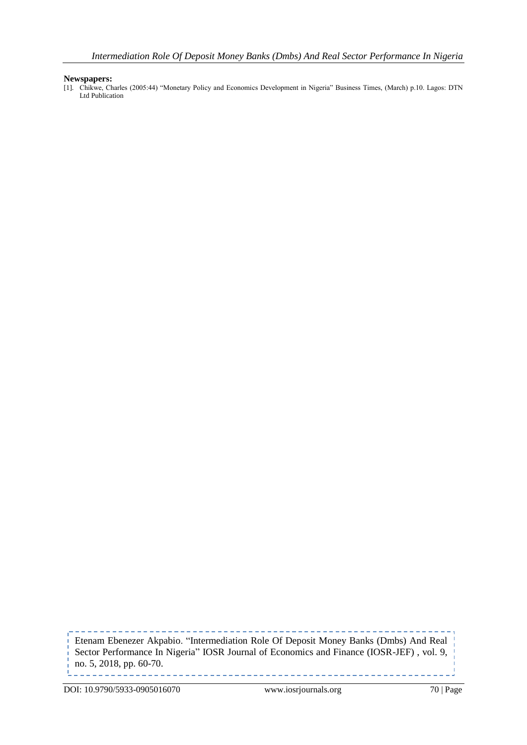**Newspapers:**

[1]. Chikwe, Charles (2005:44) "Monetary Policy and Economics Development in Nigeria" Business Times, (March) p.10. Lagos: DTN Ltd Publication

Etenam Ebenezer Akpabio. "Intermediation Role Of Deposit Money Banks (Dmbs) And Real Sector Performance In Nigeria" IOSR Journal of Economics and Finance (IOSR-JEF) , vol. 9, no. 5, 2018, pp. 60-70.